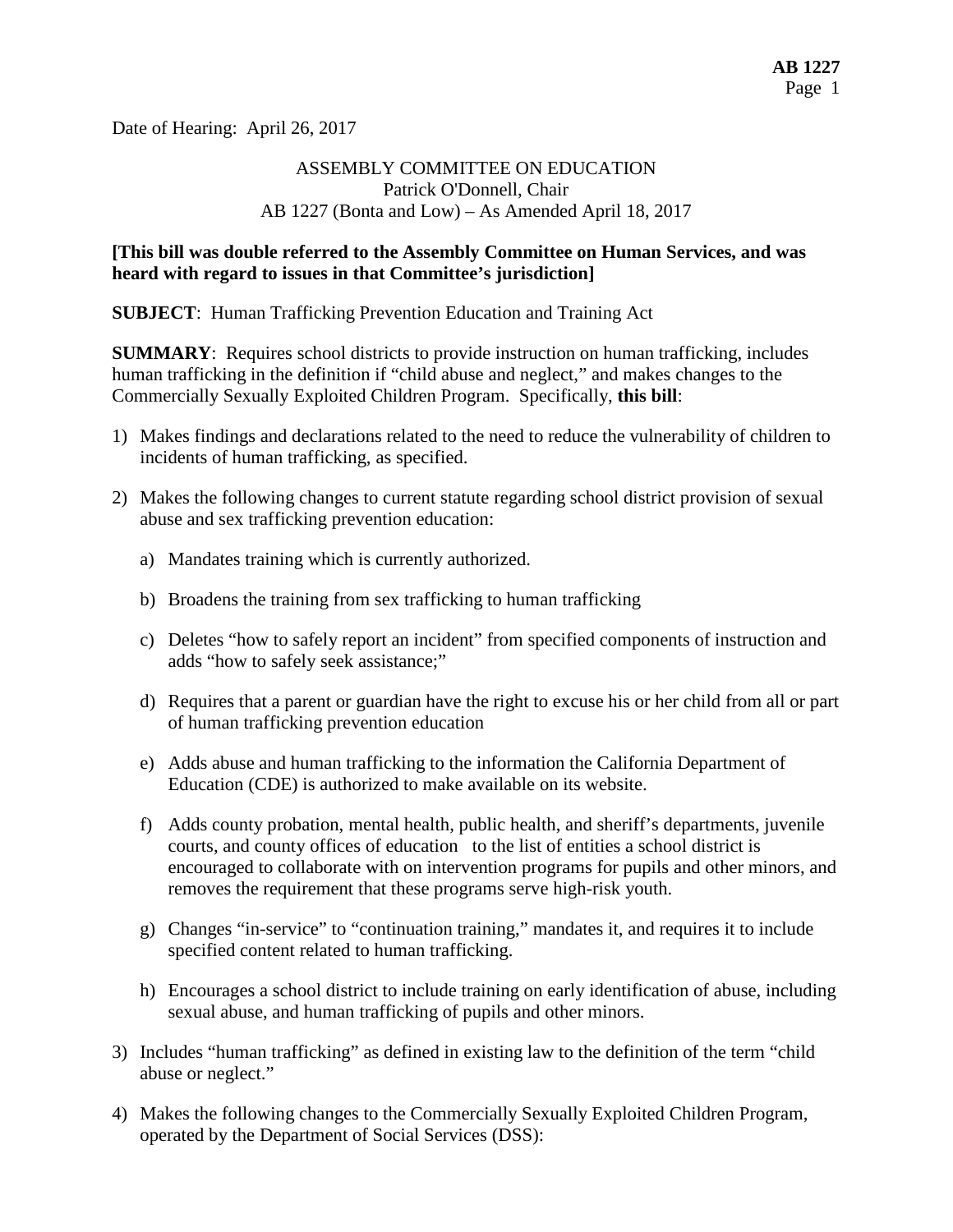Date of Hearing: April 26, 2017

ASSEMBLY COMMITTEE ON EDUCATION
Patrick O'Donnell, Chair
AB 1227 (Bonta and Low) – As Amended April 18, 2017

**[This bill was double referred to the Assembly Committee on Human Services, and was heard with regard to issues in that Committee's jurisdiction]**

**SUBJECT**: Human Trafficking Prevention Education and Training Act

**SUMMARY**: Requires school districts to provide instruction on human trafficking, includes human trafficking in the definition if "child abuse and neglect," and makes changes to the Commercially Sexually Exploited Children Program. Specifically, **this bill**:

1) Makes findings and declarations related to the need to reduce the vulnerability of children to incidents of human trafficking, as specified.

2) Makes the following changes to current statute regarding school district provision of sexual abuse and sex trafficking prevention education:

   a) Mandates training which is currently authorized.

   b) Broadens the training from sex trafficking to human trafficking

   c) Deletes "how to safely report an incident" from specified components of instruction and adds "how to safely seek assistance;"

   d) Requires that a parent or guardian have the right to excuse his or her child from all or part of human trafficking prevention education

   e) Adds abuse and human trafficking to the information the California Department of Education (CDE) is authorized to make available on its website.

   f) Adds county probation, mental health, public health, and sheriff's departments, juvenile courts, and county offices of education to the list of entities a school district is encouraged to collaborate with on intervention programs for pupils and other minors, and removes the requirement that these programs serve high-risk youth.

   g) Changes "in-service" to "continuation training," mandates it, and requires it to include specified content related to human trafficking.

   h) Encourages a school district to include training on early identification of abuse, including sexual abuse, and human trafficking of pupils and other minors.

3) Includes "human trafficking" as defined in existing law to the definition of the term "child abuse or neglect."

4) Makes the following changes to the Commercially Sexually Exploited Children Program, operated by the Department of Social Services (DSS):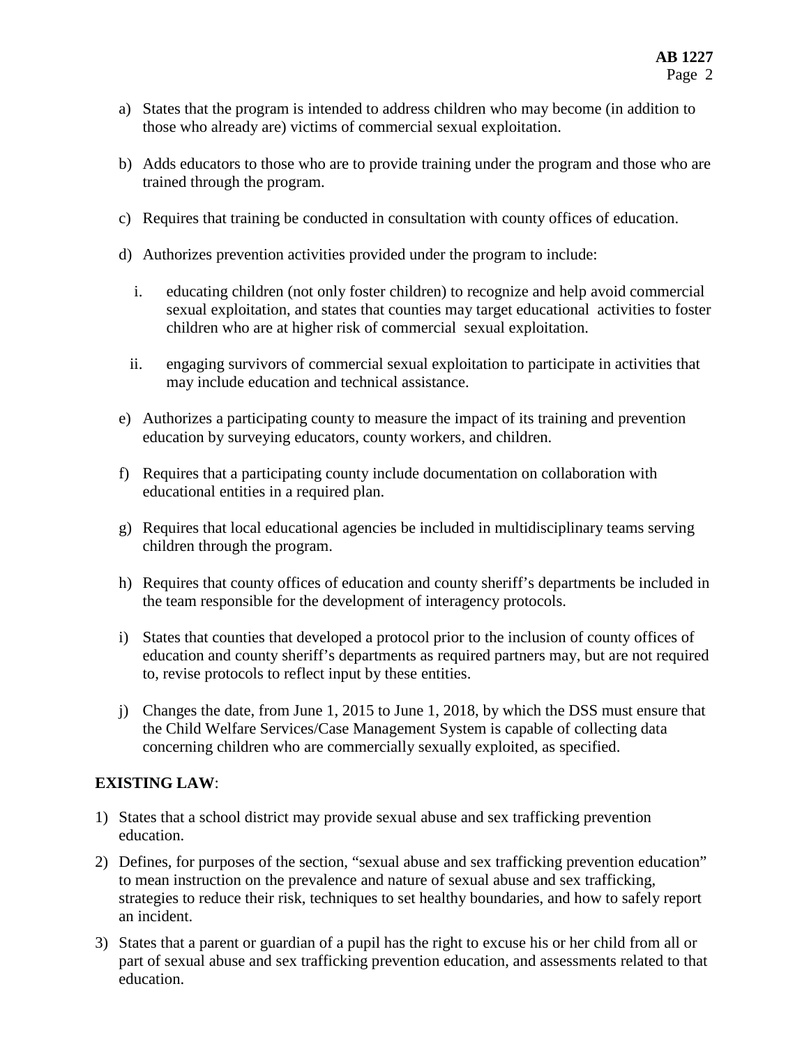a) States that the program is intended to address children who may become (in addition to those who already are) victims of commercial sexual exploitation.

b) Adds educators to those who are to provide training under the program and those who are trained through the program.

c) Requires that training be conducted in consultation with county offices of education.

d) Authorizes prevention activities provided under the program to include:

   i. educating children (not only foster children) to recognize and help avoid commercial sexual exploitation, and states that counties may target educational activities to foster children who are at higher risk of commercial sexual exploitation.

   ii. engaging survivors of commercial sexual exploitation to participate in activities that may include education and technical assistance.

e) Authorizes a participating county to measure the impact of its training and prevention education by surveying educators, county workers, and children.

f) Requires that a participating county include documentation on collaboration with educational entities in a required plan.

g) Requires that local educational agencies be included in multidisciplinary teams serving children through the program.

h) Requires that county offices of education and county sheriff's departments be included in the team responsible for the development of interagency protocols.

i) States that counties that developed a protocol prior to the inclusion of county offices of education and county sheriff's departments as required partners may, but are not required to, revise protocols to reflect input by these entities.

j) Changes the date, from June 1, 2015 to June 1, 2018, by which the DSS must ensure that the Child Welfare Services/Case Management System is capable of collecting data concerning children who are commercially sexually exploited, as specified.

**EXISTING LAW**:

1) States that a school district may provide sexual abuse and sex trafficking prevention education.
2) Defines, for purposes of the section, "sexual abuse and sex trafficking prevention education" to mean instruction on the prevalence and nature of sexual abuse and sex trafficking, strategies to reduce their risk, techniques to set healthy boundaries, and how to safely report an incident.
3) States that a parent or guardian of a pupil has the right to excuse his or her child from all or part of sexual abuse and sex trafficking prevention education, and assessments related to that education.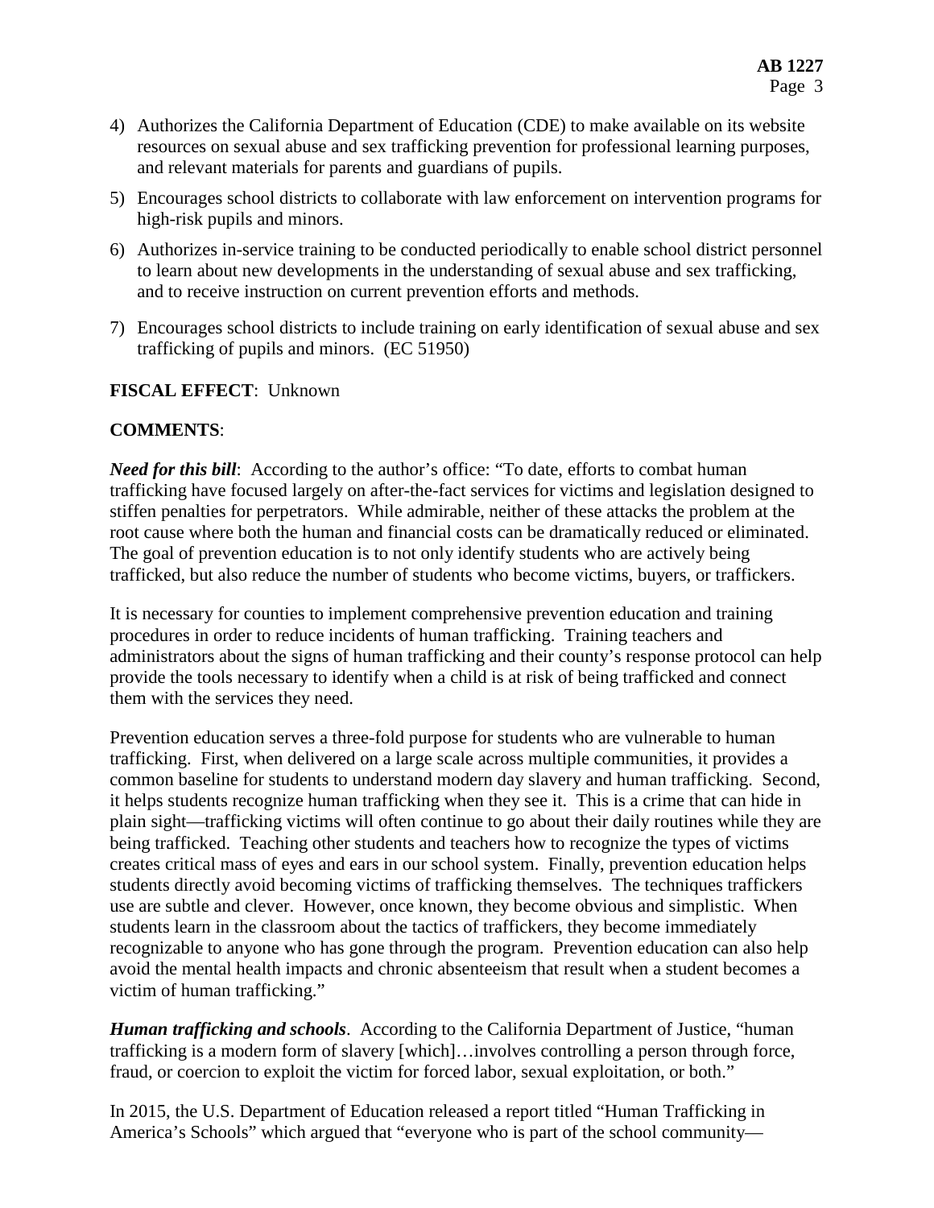4) Authorizes the California Department of Education (CDE) to make available on its website resources on sexual abuse and sex trafficking prevention for professional learning purposes, and relevant materials for parents and guardians of pupils.

5) Encourages school districts to collaborate with law enforcement on intervention programs for high-risk pupils and minors.

6) Authorizes in-service training to be conducted periodically to enable school district personnel to learn about new developments in the understanding of sexual abuse and sex trafficking, and to receive instruction on current prevention efforts and methods.

7) Encourages school districts to include training on early identification of sexual abuse and sex trafficking of pupils and minors. (EC 51950)

**FISCAL EFFECT**: Unknown

**COMMENTS**:

***Need for this bill***: According to the author's office: "To date, efforts to combat human trafficking have focused largely on after-the-fact services for victims and legislation designed to stiffen penalties for perpetrators. While admirable, neither of these attacks the problem at the root cause where both the human and financial costs can be dramatically reduced or eliminated. The goal of prevention education is to not only identify students who are actively being trafficked, but also reduce the number of students who become victims, buyers, or traffickers.

It is necessary for counties to implement comprehensive prevention education and training procedures in order to reduce incidents of human trafficking. Training teachers and administrators about the signs of human trafficking and their county's response protocol can help provide the tools necessary to identify when a child is at risk of being trafficked and connect them with the services they need.

Prevention education serves a three-fold purpose for students who are vulnerable to human trafficking. First, when delivered on a large scale across multiple communities, it provides a common baseline for students to understand modern day slavery and human trafficking. Second, it helps students recognize human trafficking when they see it. This is a crime that can hide in plain sight—trafficking victims will often continue to go about their daily routines while they are being trafficked. Teaching other students and teachers how to recognize the types of victims creates critical mass of eyes and ears in our school system. Finally, prevention education helps students directly avoid becoming victims of trafficking themselves. The techniques traffickers use are subtle and clever. However, once known, they become obvious and simplistic. When students learn in the classroom about the tactics of traffickers, they become immediately recognizable to anyone who has gone through the program. Prevention education can also help avoid the mental health impacts and chronic absenteeism that result when a student becomes a victim of human trafficking."

***Human trafficking and schools***. According to the California Department of Justice, "human trafficking is a modern form of slavery [which]…involves controlling a person through force, fraud, or coercion to exploit the victim for forced labor, sexual exploitation, or both."

In 2015, the U.S. Department of Education released a report titled "Human Trafficking in America's Schools" which argued that "everyone who is part of the school community—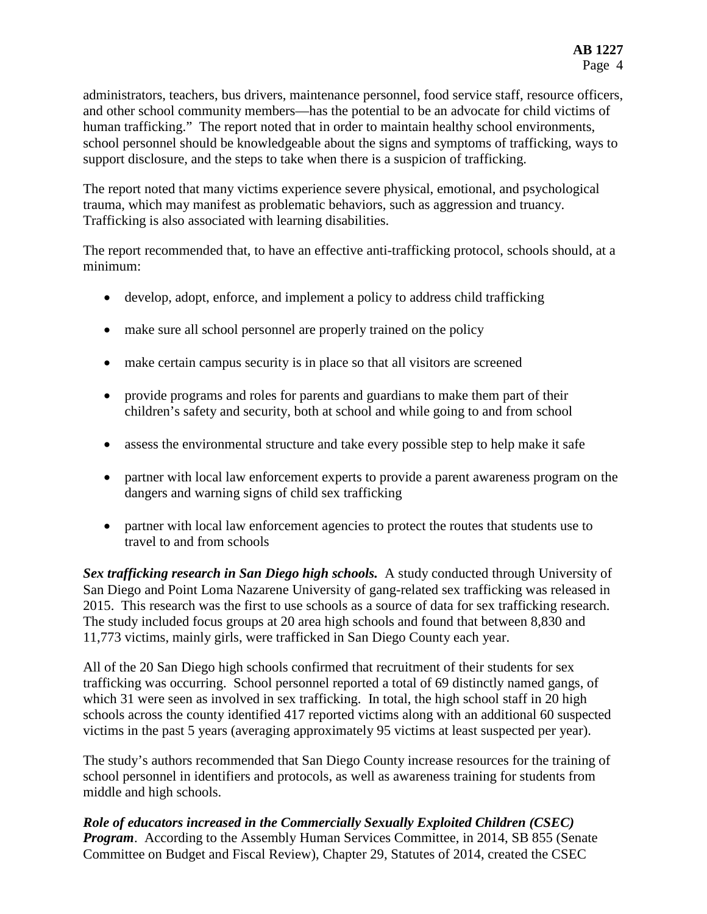administrators, teachers, bus drivers, maintenance personnel, food service staff, resource officers, and other school community members—has the potential to be an advocate for child victims of human trafficking." The report noted that in order to maintain healthy school environments, school personnel should be knowledgeable about the signs and symptoms of trafficking, ways to support disclosure, and the steps to take when there is a suspicion of trafficking.

The report noted that many victims experience severe physical, emotional, and psychological trauma, which may manifest as problematic behaviors, such as aggression and truancy. Trafficking is also associated with learning disabilities.

The report recommended that, to have an effective anti-trafficking protocol, schools should, at a minimum:

- develop, adopt, enforce, and implement a policy to address child trafficking
- make sure all school personnel are properly trained on the policy
- make certain campus security is in place so that all visitors are screened
- provide programs and roles for parents and guardians to make them part of their children's safety and security, both at school and while going to and from school
- assess the environmental structure and take every possible step to help make it safe
- partner with local law enforcement experts to provide a parent awareness program on the dangers and warning signs of child sex trafficking
- partner with local law enforcement agencies to protect the routes that students use to travel to and from schools

***Sex trafficking research in San Diego high schools.*** A study conducted through University of San Diego and Point Loma Nazarene University of gang-related sex trafficking was released in 2015. This research was the first to use schools as a source of data for sex trafficking research. The study included focus groups at 20 area high schools and found that between 8,830 and 11,773 victims, mainly girls, were trafficked in San Diego County each year.

All of the 20 San Diego high schools confirmed that recruitment of their students for sex trafficking was occurring. School personnel reported a total of 69 distinctly named gangs, of which 31 were seen as involved in sex trafficking. In total, the high school staff in 20 high schools across the county identified 417 reported victims along with an additional 60 suspected victims in the past 5 years (averaging approximately 95 victims at least suspected per year).

The study's authors recommended that San Diego County increase resources for the training of school personnel in identifiers and protocols, as well as awareness training for students from middle and high schools.

***Role of educators increased in the Commercially Sexually Exploited Children (CSEC) Program***. According to the Assembly Human Services Committee, in 2014, SB 855 (Senate Committee on Budget and Fiscal Review), Chapter 29, Statutes of 2014, created the CSEC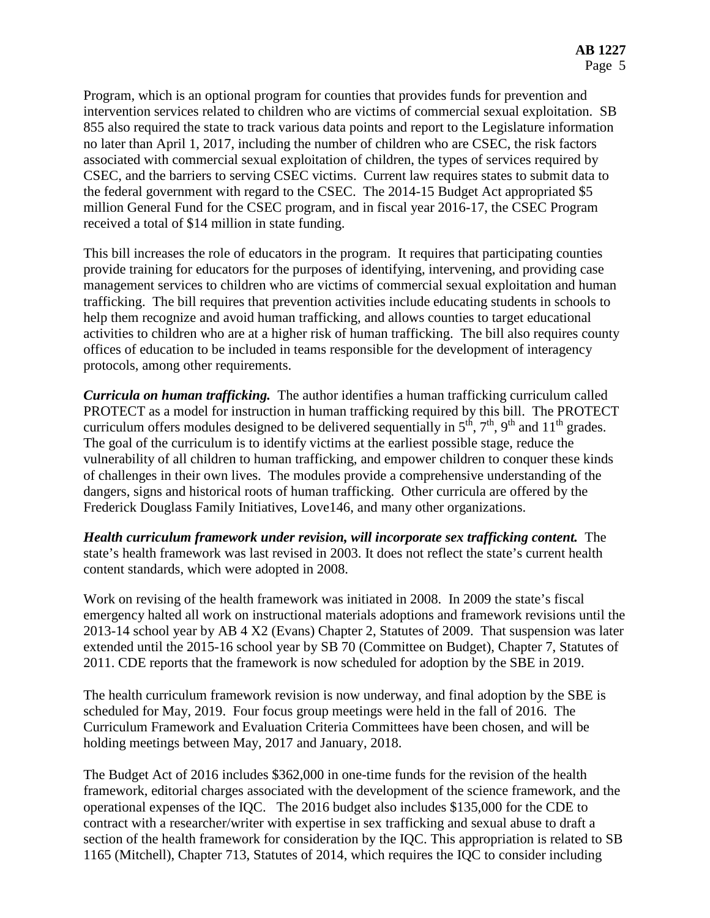Program, which is an optional program for counties that provides funds for prevention and intervention services related to children who are victims of commercial sexual exploitation. SB 855 also required the state to track various data points and report to the Legislature information no later than April 1, 2017, including the number of children who are CSEC, the risk factors associated with commercial sexual exploitation of children, the types of services required by CSEC, and the barriers to serving CSEC victims. Current law requires states to submit data to the federal government with regard to the CSEC. The 2014-15 Budget Act appropriated $5 million General Fund for the CSEC program, and in fiscal year 2016-17, the CSEC Program received a total of $14 million in state funding.

This bill increases the role of educators in the program. It requires that participating counties provide training for educators for the purposes of identifying, intervening, and providing case management services to children who are victims of commercial sexual exploitation and human trafficking. The bill requires that prevention activities include educating students in schools to help them recognize and avoid human trafficking, and allows counties to target educational activities to children who are at a higher risk of human trafficking. The bill also requires county offices of education to be included in teams responsible for the development of interagency protocols, among other requirements.

***Curricula on human trafficking.*** The author identifies a human trafficking curriculum called PROTECT as a model for instruction in human trafficking required by this bill. The PROTECT curriculum offers modules designed to be delivered sequentially in 5th, 7th, 9th and 11th grades. The goal of the curriculum is to identify victims at the earliest possible stage, reduce the vulnerability of all children to human trafficking, and empower children to conquer these kinds of challenges in their own lives. The modules provide a comprehensive understanding of the dangers, signs and historical roots of human trafficking. Other curricula are offered by the Frederick Douglass Family Initiatives, Love146, and many other organizations.

***Health curriculum framework under revision, will incorporate sex trafficking content.*** The state's health framework was last revised in 2003. It does not reflect the state's current health content standards, which were adopted in 2008.

Work on revising of the health framework was initiated in 2008. In 2009 the state's fiscal emergency halted all work on instructional materials adoptions and framework revisions until the 2013-14 school year by AB 4 X2 (Evans) Chapter 2, Statutes of 2009. That suspension was later extended until the 2015-16 school year by SB 70 (Committee on Budget), Chapter 7, Statutes of 2011. CDE reports that the framework is now scheduled for adoption by the SBE in 2019.

The health curriculum framework revision is now underway, and final adoption by the SBE is scheduled for May, 2019. Four focus group meetings were held in the fall of 2016. The Curriculum Framework and Evaluation Criteria Committees have been chosen, and will be holding meetings between May, 2017 and January, 2018.

The Budget Act of 2016 includes $362,000 in one-time funds for the revision of the health framework, editorial charges associated with the development of the science framework, and the operational expenses of the IQC. The 2016 budget also includes $135,000 for the CDE to contract with a researcher/writer with expertise in sex trafficking and sexual abuse to draft a section of the health framework for consideration by the IQC. This appropriation is related to SB 1165 (Mitchell), Chapter 713, Statutes of 2014, which requires the IQC to consider including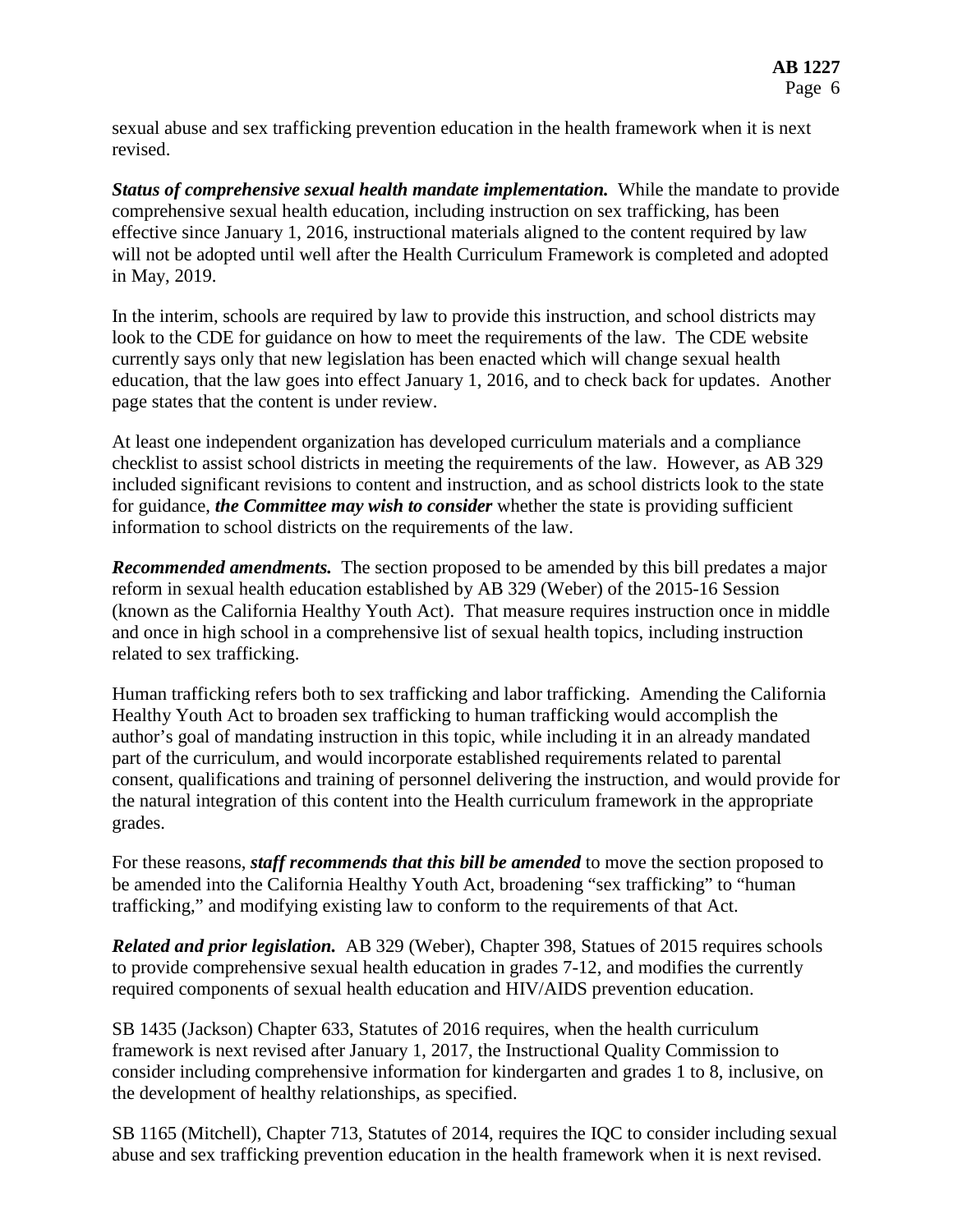sexual abuse and sex trafficking prevention education in the health framework when it is next revised.

***Status of comprehensive sexual health mandate implementation.*** While the mandate to provide comprehensive sexual health education, including instruction on sex trafficking, has been effective since January 1, 2016, instructional materials aligned to the content required by law will not be adopted until well after the Health Curriculum Framework is completed and adopted in May, 2019.

In the interim, schools are required by law to provide this instruction, and school districts may look to the CDE for guidance on how to meet the requirements of the law. The CDE website currently says only that new legislation has been enacted which will change sexual health education, that the law goes into effect January 1, 2016, and to check back for updates. Another page states that the content is under review.

At least one independent organization has developed curriculum materials and a compliance checklist to assist school districts in meeting the requirements of the law. However, as AB 329 included significant revisions to content and instruction, and as school districts look to the state for guidance, ***the Committee may wish to consider*** whether the state is providing sufficient information to school districts on the requirements of the law.

***Recommended amendments.*** The section proposed to be amended by this bill predates a major reform in sexual health education established by AB 329 (Weber) of the 2015-16 Session (known as the California Healthy Youth Act). That measure requires instruction once in middle and once in high school in a comprehensive list of sexual health topics, including instruction related to sex trafficking.

Human trafficking refers both to sex trafficking and labor trafficking. Amending the California Healthy Youth Act to broaden sex trafficking to human trafficking would accomplish the author's goal of mandating instruction in this topic, while including it in an already mandated part of the curriculum, and would incorporate established requirements related to parental consent, qualifications and training of personnel delivering the instruction, and would provide for the natural integration of this content into the Health curriculum framework in the appropriate grades.

For these reasons, ***staff recommends that this bill be amended*** to move the section proposed to be amended into the California Healthy Youth Act, broadening "sex trafficking" to "human trafficking," and modifying existing law to conform to the requirements of that Act.

***Related and prior legislation.*** AB 329 (Weber), Chapter 398, Statues of 2015 requires schools to provide comprehensive sexual health education in grades 7-12, and modifies the currently required components of sexual health education and HIV/AIDS prevention education.

SB 1435 (Jackson) Chapter 633, Statutes of 2016 requires, when the health curriculum framework is next revised after January 1, 2017, the Instructional Quality Commission to consider including comprehensive information for kindergarten and grades 1 to 8, inclusive, on the development of healthy relationships, as specified.

SB 1165 (Mitchell), Chapter 713, Statutes of 2014, requires the IQC to consider including sexual abuse and sex trafficking prevention education in the health framework when it is next revised.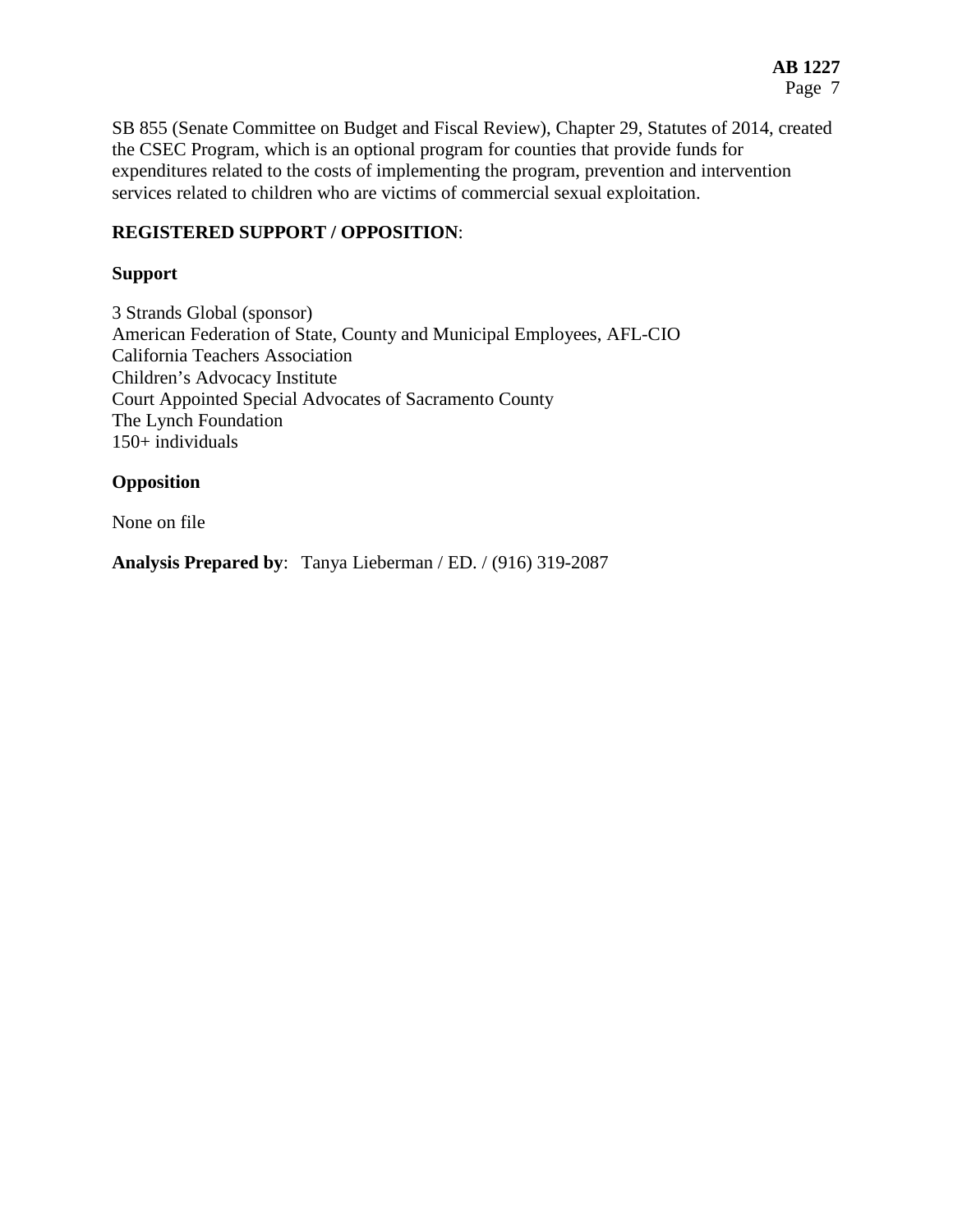SB 855 (Senate Committee on Budget and Fiscal Review), Chapter 29, Statutes of 2014, created the CSEC Program, which is an optional program for counties that provide funds for expenditures related to the costs of implementing the program, prevention and intervention services related to children who are victims of commercial sexual exploitation.

## REGISTERED SUPPORT / OPPOSITION:

### Support

3 Strands Global (sponsor)
American Federation of State, County and Municipal Employees, AFL-CIO
California Teachers Association
Children's Advocacy Institute
Court Appointed Special Advocates of Sacramento County
The Lynch Foundation
150+ individuals

### Opposition

None on file

**Analysis Prepared by**: Tanya Lieberman / ED. / (916) 319-2087